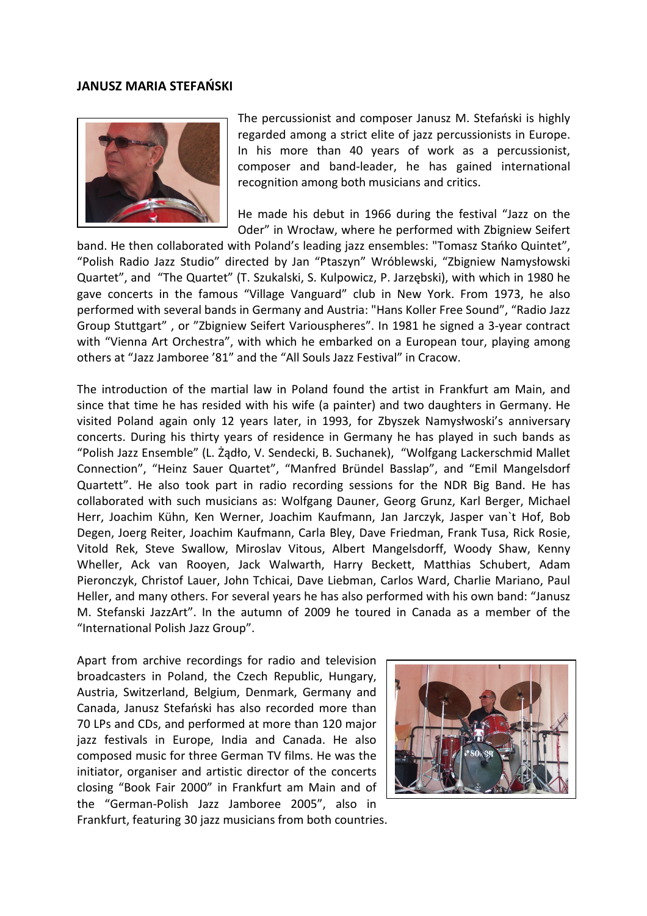**JANUSZ MARIA STEFAŃSKI**

The percussionist and composer Janusz M. Stefański is highly regarded among a strict elite of jazz percussionists in Europe. In his more than 40 years of work as a percussionist, composer and band-leader, he has gained international recognition among both musicians and critics.

He made his debut in 1966 during the festival "Jazz on the Oder" in Wrocław, where he performed with Zbigniew Seifert band. He then collaborated with Poland's leading jazz ensembles: "Tomasz Stańko Quintet", "Polish Radio Jazz Studio" directed by Jan "Ptaszyn" Wróblewski, "Zbigniew Namysłowski Quartet", and "The Quartet" (T. Szukalski, S. Kulpowicz, P. Jarzębski), with which in 1980 he gave concerts in the famous "Village Vanguard" club in New York. From 1973, he also performed with several bands in Germany and Austria: "Hans Koller Free Sound", "Radio Jazz Group Stuttgart" , or "Zbigniew Seifert Variouspheres". In 1981 he signed a 3-year contract with "Vienna Art Orchestra", with which he embarked on a European tour, playing among others at "Jazz Jamboree '81" and the "All Souls Jazz Festival" in Cracow.

The introduction of the martial law in Poland found the artist in Frankfurt am Main, and since that time he has resided with his wife (a painter) and two daughters in Germany. He visited Poland again only 12 years later, in 1993, for Zbyszek Namysłwoski's anniversary concerts. During his thirty years of residence in Germany he has played in such bands as "Polish Jazz Ensemble" (L. Żądło, V. Sendecki, B. Suchanek), "Wolfgang Lackerschmid Mallet Connection", "Heinz Sauer Quartet", "Manfred Bründel Basslap", and "Emil Mangelsdorf Quartett". He also took part in radio recording sessions for the NDR Big Band. He has collaborated with such musicians as: Wolfgang Dauner, Georg Grunz, Karl Berger, Michael Herr, Joachim Kühn, Ken Werner, Joachim Kaufmann, Jan Jarczyk, Jasper van`t Hof, Bob Degen, Joerg Reiter, Joachim Kaufmann, Carla Bley, Dave Friedman, Frank Tusa, Rick Rosie, Vitold Rek, Steve Swallow, Miroslav Vitous, Albert Mangelsdorff, Woody Shaw, Kenny Wheller, Ack van Rooyen, Jack Walwarth, Harry Beckett, Matthias Schubert, Adam Pieronczyk, Christof Lauer, John Tchicai, Dave Liebman, Carlos Ward, Charlie Mariano, Paul Heller, and many others. For several years he has also performed with his own band: "Janusz M. Stefanski JazzArt". In the autumn of 2009 he toured in Canada as a member of the "International Polish Jazz Group".

Apart from archive recordings for radio and television broadcasters in Poland, the Czech Republic, Hungary, Austria, Switzerland, Belgium, Denmark, Germany and Canada, Janusz Stefański has also recorded more than 70 LPs and CDs, and performed at more than 120 major jazz festivals in Europe, India and Canada. He also composed music for three German TV films. He was the initiator, organiser and artistic director of the concerts closing "Book Fair 2000" in Frankfurt am Main and of the "German-Polish Jazz Jamboree 2005", also in Frankfurt, featuring 30 jazz musicians from both countries.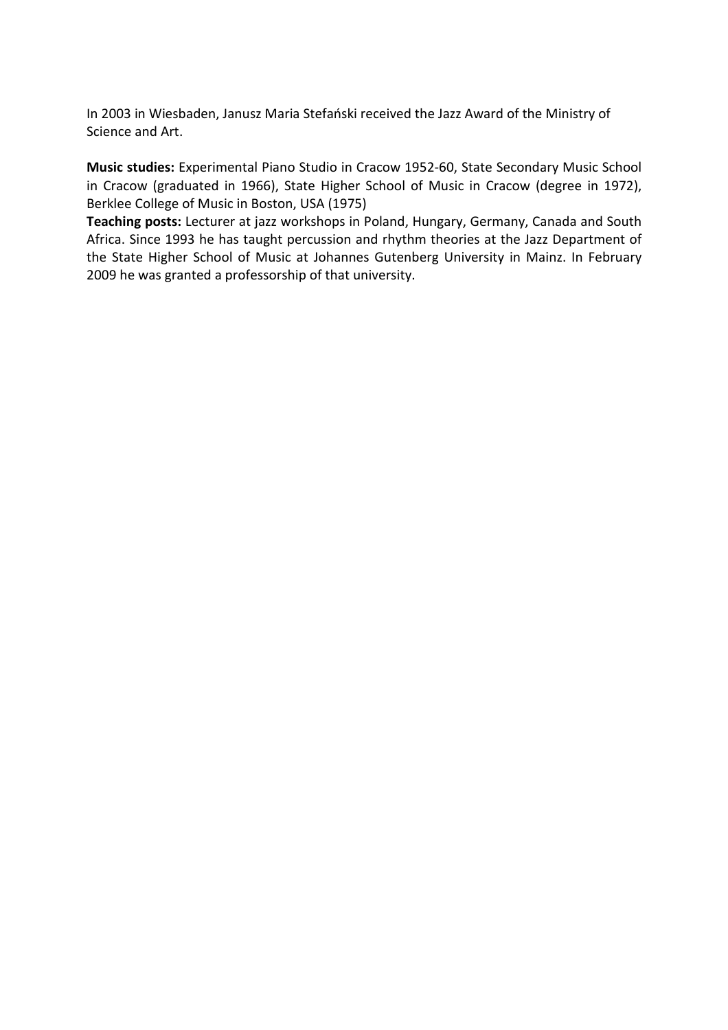In 2003 in Wiesbaden, Janusz Maria Stefański received the Jazz Award of the Ministry of Science and Art.

**Music studies:** Experimental Piano Studio in Cracow 1952-60, State Secondary Music School in Cracow (graduated in 1966), State Higher School of Music in Cracow (degree in 1972), Berklee College of Music in Boston, USA (1975)

**Teaching posts:** Lecturer at jazz workshops in Poland, Hungary, Germany, Canada and South Africa. Since 1993 he has taught percussion and rhythm theories at the Jazz Department of the State Higher School of Music at Johannes Gutenberg University in Mainz. In February 2009 he was granted a professorship of that university.